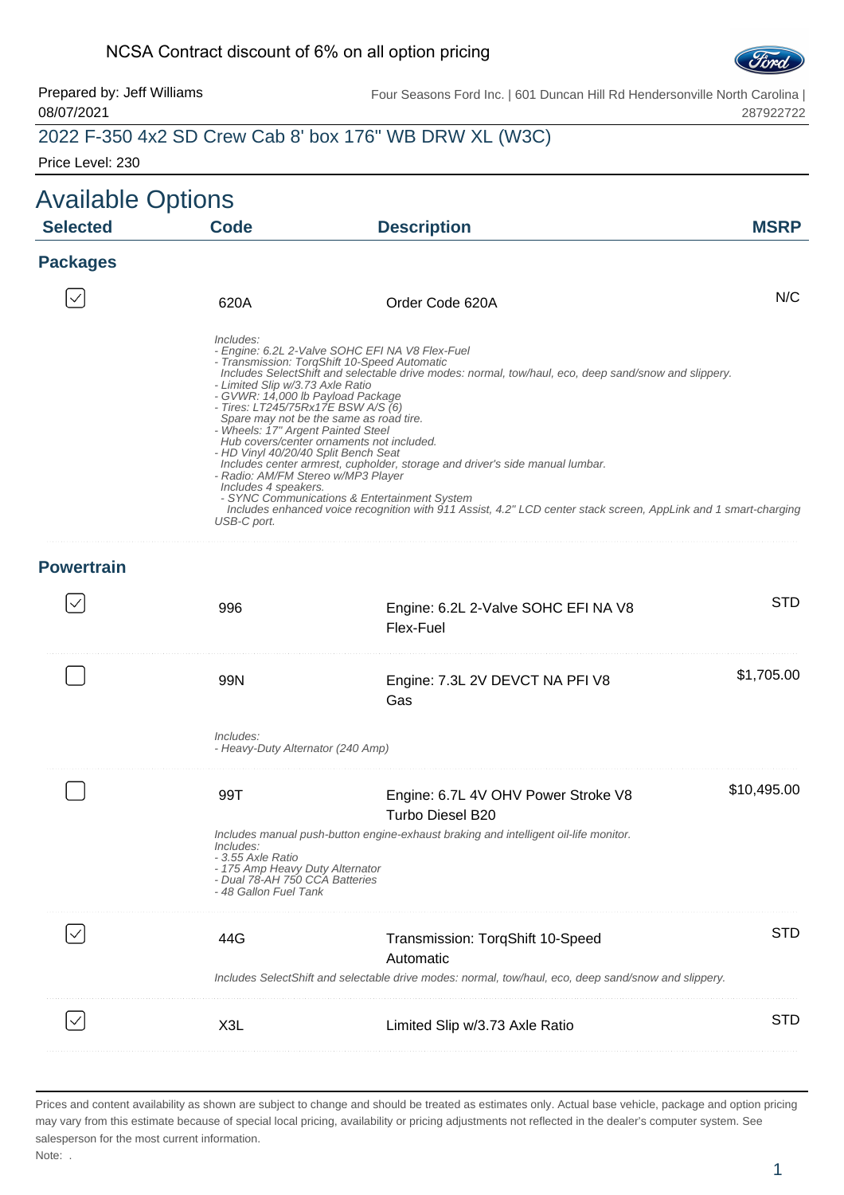NCSA Contract discount of 6% on all option pricing

Prepared by: Jeff Williams
08/07/2021

Four Seasons Ford Inc. | 601 Duncan Hill Rd Hendersonville North Carolina | 287922722

## 2022 F-350 4x2 SD Crew Cab 8' box 176" WB DRW XL (W3C)

Price Level: 230

# Available Options

| Selected | Code | Description | MSRP |
|---|---|---|---|

## Packages

| Selected | Code | Description | MSRP |
|---|---|---|---|
| ☑ | 620A | Order Code 620A | N/C |

*Includes:*
*- Engine: 6.2L 2-Valve SOHC EFI NA V8 Flex-Fuel*
*- Transmission: TorqShift 10-Speed Automatic*
*Includes SelectShift and selectable drive modes: normal, tow/haul, eco, deep sand/snow and slippery.*
*- Limited Slip w/3.73 Axle Ratio*
*- GVWR: 14,000 lb Payload Package*
*- Tires: LT245/75Rx17E BSW A/S (6)*
*Spare may not be the same as road tire.*
*- Wheels: 17" Argent Painted Steel*
*Hub covers/center ornaments not included.*
*- HD Vinyl 40/20/40 Split Bench Seat*
*Includes center armrest, cupholder, storage and driver's side manual lumbar.*
*- Radio: AM/FM Stereo w/MP3 Player*
*Includes 4 speakers.*
*- SYNC Communications & Entertainment System*
*Includes enhanced voice recognition with 911 Assist, 4.2" LCD center stack screen, AppLink and 1 smart-charging USB-C port.*

## Powertrain

| Selected | Code | Description | MSRP |
|---|---|---|---|
| ☑ | 996 | Engine: 6.2L 2-Valve SOHC EFI NA V8 Flex-Fuel | STD |
| ☐ | 99N | Engine: 7.3L 2V DEVCT NA PFI V8 Gas | $1,705.00 |

*Includes:*
*- Heavy-Duty Alternator (240 Amp)*

| Selected | Code | Description | MSRP |
|---|---|---|---|
| ☐ | 99T | Engine: 6.7L 4V OHV Power Stroke V8 Turbo Diesel B20 | $10,495.00 |

*Includes manual push-button engine-exhaust braking and intelligent oil-life monitor.*
*Includes:*
*- 3.55 Axle Ratio*
*- 175 Amp Heavy Duty Alternator*
*- Dual 78-AH 750 CCA Batteries*
*- 48 Gallon Fuel Tank*

| Selected | Code | Description | MSRP |
|---|---|---|---|
| ☑ | 44G | Transmission: TorqShift 10-Speed Automatic | STD |

*Includes SelectShift and selectable drive modes: normal, tow/haul, eco, deep sand/snow and slippery.*

| Selected | Code | Description | MSRP |
|---|---|---|---|
| ☑ | X3L | Limited Slip w/3.73 Axle Ratio | STD |

Prices and content availability as shown are subject to change and should be treated as estimates only. Actual base vehicle, package and option pricing may vary from this estimate because of special local pricing, availability or pricing adjustments not reflected in the dealer's computer system. See salesperson for the most current information.

Note: .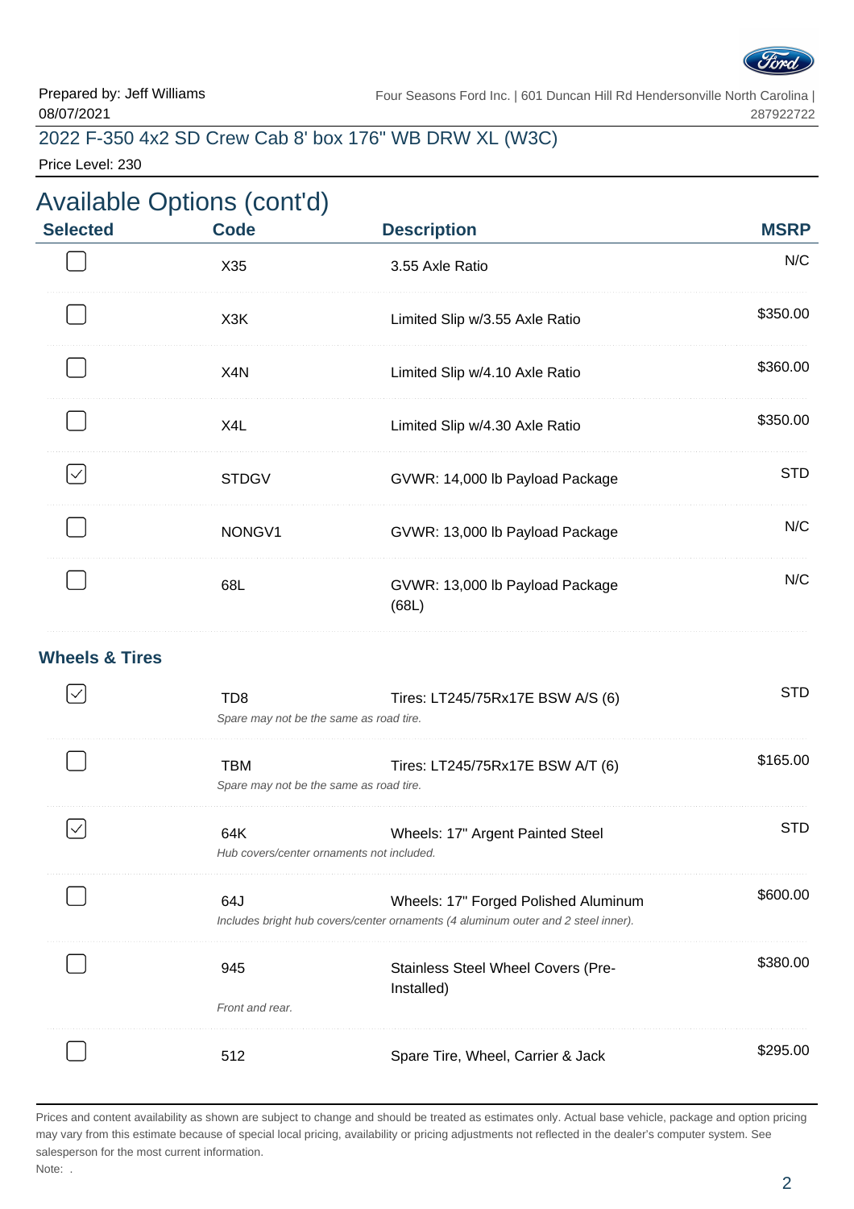Prepared by: Jeff Williams
08/07/2021

Four Seasons Ford Inc. | 601 Duncan Hill Rd Hendersonville North Carolina | 287922722

2022 F-350 4x2 SD Crew Cab 8' box 176" WB DRW XL (W3C)

Price Level: 230

## Available Options (cont'd)

| Selected | Code | Description | MSRP |
|---|---|---|---|
| ☐ | X35 | 3.55 Axle Ratio | N/C |
| ☐ | X3K | Limited Slip w/3.55 Axle Ratio | $350.00 |
| ☐ | X4N | Limited Slip w/4.10 Axle Ratio | $360.00 |
| ☐ | X4L | Limited Slip w/4.30 Axle Ratio | $350.00 |
| ☑ | STDGV | GVWR: 14,000 lb Payload Package | STD |
| ☐ | NONGV1 | GVWR: 13,000 lb Payload Package | N/C |
| ☐ | 68L | GVWR: 13,000 lb Payload Package (68L) | N/C |

### Wheels & Tires

| Selected | Code | Description | MSRP |
|---|---|---|---|
| ☑ | TD8 | Tires: LT245/75Rx17E BSW A/S (6)<br>*Spare may not be the same as road tire.* | STD |
| ☐ | TBM | Tires: LT245/75Rx17E BSW A/T (6)<br>*Spare may not be the same as road tire.* | $165.00 |
| ☑ | 64K | Wheels: 17" Argent Painted Steel<br>*Hub covers/center ornaments not included.* | STD |
| ☐ | 64J | Wheels: 17" Forged Polished Aluminum<br>*Includes bright hub covers/center ornaments (4 aluminum outer and 2 steel inner).* | $600.00 |
| ☐ | 945 | Stainless Steel Wheel Covers (Pre-Installed)<br>*Front and rear.* | $380.00 |
| ☐ | 512 | Spare Tire, Wheel, Carrier & Jack | $295.00 |

Prices and content availability as shown are subject to change and should be treated as estimates only. Actual base vehicle, package and option pricing may vary from this estimate because of special local pricing, availability or pricing adjustments not reflected in the dealer's computer system. See salesperson for the most current information.

Note: .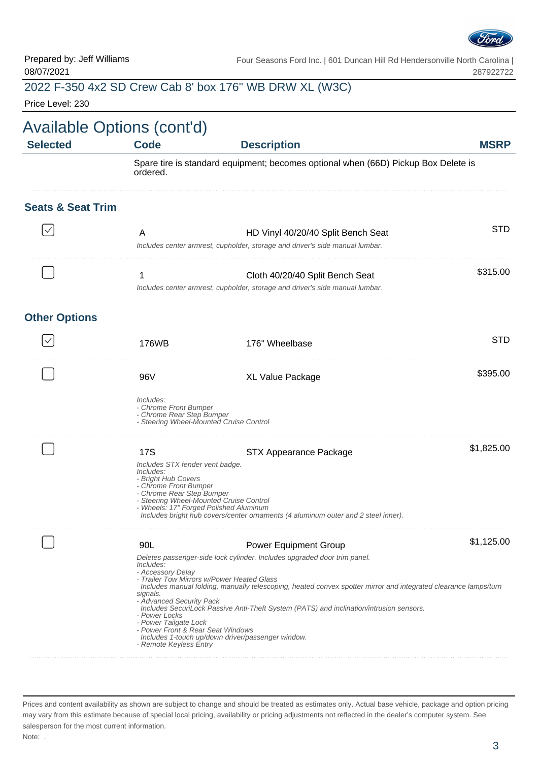Prepared by: Jeff Williams
08/07/2021

Four Seasons Ford Inc. | 601 Duncan Hill Rd Hendersonville North Carolina | 287922722

2022 F-350 4x2 SD Crew Cab 8' box 176" WB DRW XL (W3C)

Price Level: 230

# Available Options (cont'd)

| Selected | Code | Description | MSRP |
|---|---|---|---|
| | Spare tire is standard equipment; becomes optional when (66D) Pickup Box Delete is ordered. | | |

## Seats & Seat Trim

| Selected | Code | Description | MSRP |
|---|---|---|---|
| ☑ | A | HD Vinyl 40/20/40 Split Bench Seat<br>*Includes center armrest, cupholder, storage and driver's side manual lumbar.* | STD |
| ☐ | 1 | Cloth 40/20/40 Split Bench Seat<br>*Includes center armrest, cupholder, storage and driver's side manual lumbar.* | $315.00 |

## Other Options

| Selected | Code | Description | MSRP |
|---|---|---|---|
| ☑ | 176WB | 176" Wheelbase | STD |
| ☐ | 96V | XL Value Package<br>*Includes:*<br>*- Chrome Front Bumper*<br>*- Chrome Rear Step Bumper*<br>*- Steering Wheel-Mounted Cruise Control* | $395.00 |
| ☐ | 17S | STX Appearance Package<br>*Includes STX fender vent badge.*<br>*Includes:*<br>*- Bright Hub Covers*<br>*- Chrome Front Bumper*<br>*- Chrome Rear Step Bumper*<br>*- Steering Wheel-Mounted Cruise Control*<br>*- Wheels: 17" Forged Polished Aluminum*<br>*Includes bright hub covers/center ornaments (4 aluminum outer and 2 steel inner).* | $1,825.00 |
| ☐ | 90L | Power Equipment Group<br>*Deletes passenger-side lock cylinder. Includes upgraded door trim panel.*<br>*Includes:*<br>*- Accessory Delay*<br>*- Trailer Tow Mirrors w/Power Heated Glass*<br>*Includes manual folding, manually telescoping, heated convex spotter mirror and integrated clearance lamps/turn signals.*<br>*- Advanced Security Pack*<br>*Includes SecuriLock Passive Anti-Theft System (PATS) and inclination/intrusion sensors.*<br>*- Power Locks*<br>*- Power Tailgate Lock*<br>*- Power Front & Rear Seat Windows*<br>*Includes 1-touch up/down driver/passenger window.*<br>*- Remote Keyless Entry* | $1,125.00 |

Prices and content availability as shown are subject to change and should be treated as estimates only. Actual base vehicle, package and option pricing may vary from this estimate because of special local pricing, availability or pricing adjustments not reflected in the dealer's computer system. See salesperson for the most current information.

Note: .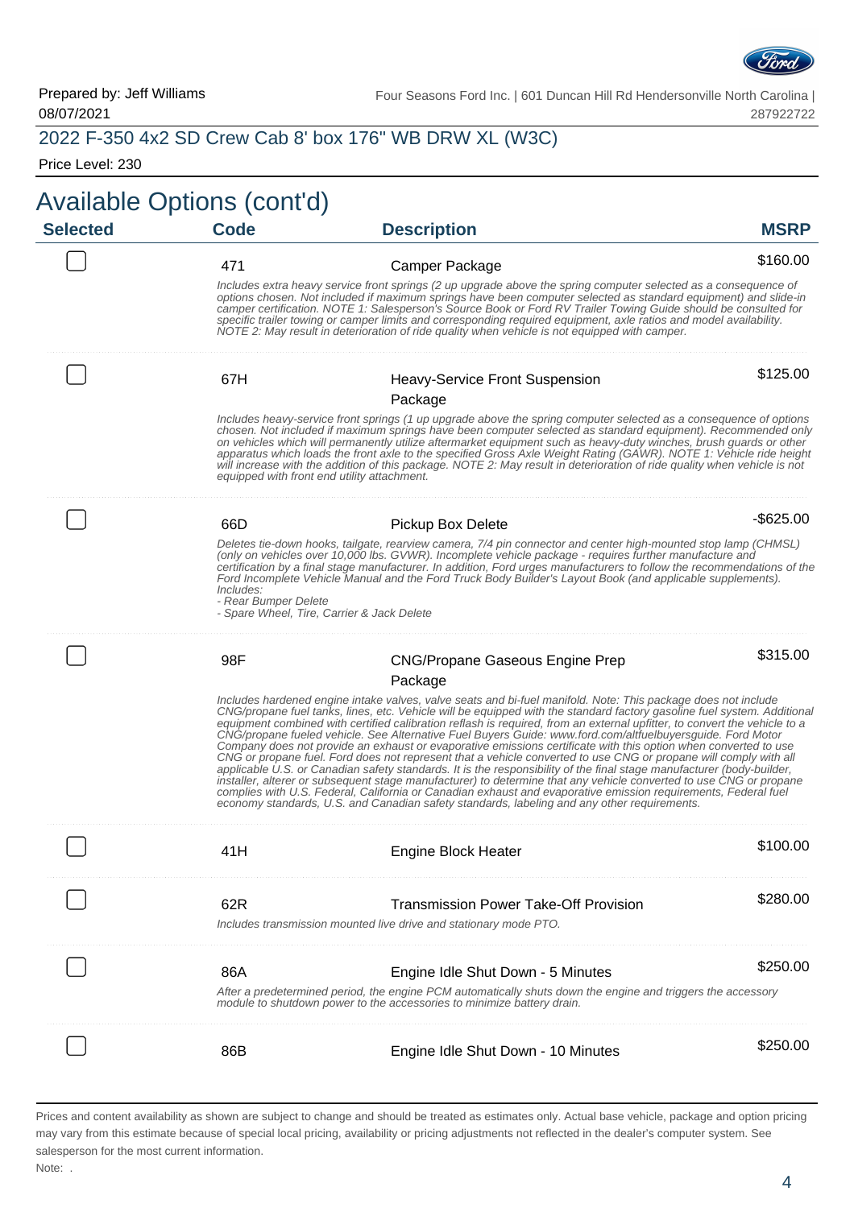Prepared by: Jeff Williams
08/07/2021

Four Seasons Ford Inc. | 601 Duncan Hill Rd Hendersonville North Carolina | 287922722

## 2022 F-350 4x2 SD Crew Cab 8' box 176" WB DRW XL (W3C)

Price Level: 230

# Available Options (cont'd)

| Selected | Code | Description | MSRP |
|---|---|---|---|
| ☐ | 471 | Camper Package<br>*Includes extra heavy service front springs (2 up upgrade above the spring computer selected as a consequence of options chosen. Not included if maximum springs have been computer selected as standard equipment) and slide-in camper certification. NOTE 1: Salesperson's Source Book or Ford RV Trailer Towing Guide should be consulted for specific trailer towing or camper limits and corresponding required equipment, axle ratios and model availability. NOTE 2: May result in deterioration of ride quality when vehicle is not equipped with camper.* | $160.00 |
| ☐ | 67H | Heavy-Service Front Suspension Package<br>*Includes heavy-service front springs (1 up upgrade above the spring computer selected as a consequence of options chosen. Not included if maximum springs have been computer selected as standard equipment). Recommended only on vehicles which will permanently utilize aftermarket equipment such as heavy-duty winches, brush guards or other apparatus which loads the front axle to the specified Gross Axle Weight Rating (GAWR). NOTE 1: Vehicle ride height will increase with the addition of this package. NOTE 2: May result in deterioration of ride quality when vehicle is not equipped with front end utility attachment.* | $125.00 |
| ☐ | 66D | Pickup Box Delete<br>*Deletes tie-down hooks, tailgate, rearview camera, 7/4 pin connector and center high-mounted stop lamp (CHMSL) (only on vehicles over 10,000 lbs. GVWR). Incomplete vehicle package - requires further manufacture and certification by a final stage manufacturer. In addition, Ford urges manufacturers to follow the recommendations of the Ford Incomplete Vehicle Manual and the Ford Truck Body Builder's Layout Book (and applicable supplements). Includes:*<br>*- Rear Bumper Delete*<br>*- Spare Wheel, Tire, Carrier & Jack Delete* | -$625.00 |
| ☐ | 98F | CNG/Propane Gaseous Engine Prep Package<br>*Includes hardened engine intake valves, valve seats and bi-fuel manifold. Note: This package does not include CNG/propane fuel tanks, lines, etc. Vehicle will be equipped with the standard factory gasoline fuel system. Additional equipment combined with certified calibration reflash is required, from an external upfitter, to convert the vehicle to a CNG/propane fueled vehicle. See Alternative Fuel Buyers Guide: www.ford.com/altfuelbuyersguide. Ford Motor Company does not provide an exhaust or evaporative emissions certificate with this option when converted to use CNG or propane fuel. Ford does not represent that a vehicle converted to use CNG or propane will comply with all applicable U.S. or Canadian safety standards. It is the responsibility of the final stage manufacturer (body-builder, installer, alterer or subsequent stage manufacturer) to determine that any vehicle converted to use CNG or propane complies with U.S. Federal, California or Canadian exhaust and evaporative emission requirements, Federal fuel economy standards, U.S. and Canadian safety standards, labeling and any other requirements.* | $315.00 |
| ☐ | 41H | Engine Block Heater | $100.00 |
| ☐ | 62R | Transmission Power Take-Off Provision<br>*Includes transmission mounted live drive and stationary mode PTO.* | $280.00 |
| ☐ | 86A | Engine Idle Shut Down - 5 Minutes<br>*After a predetermined period, the engine PCM automatically shuts down the engine and triggers the accessory module to shutdown power to the accessories to minimize battery drain.* | $250.00 |
| ☐ | 86B | Engine Idle Shut Down - 10 Minutes | $250.00 |

Prices and content availability as shown are subject to change and should be treated as estimates only. Actual base vehicle, package and option pricing may vary from this estimate because of special local pricing, availability or pricing adjustments not reflected in the dealer's computer system. See salesperson for the most current information.

Note: .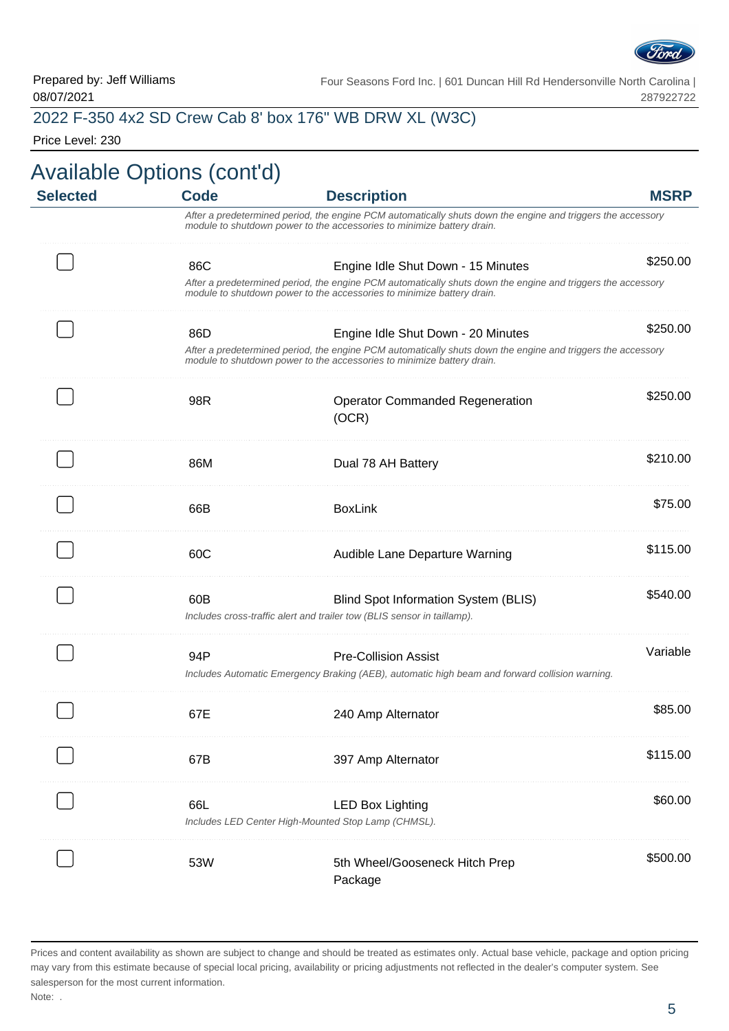Prepared by: Jeff Williams
08/07/2021

Four Seasons Ford Inc. | 601 Duncan Hill Rd Hendersonville North Carolina | 287922722

## 2022 F-350 4x2 SD Crew Cab 8' box 176" WB DRW XL (W3C)

Price Level: 230

# Available Options (cont'd)

| Selected | Code | Description | MSRP |
|---|---|---|---|
| | | *After a predetermined period, the engine PCM automatically shuts down the engine and triggers the accessory module to shutdown power to the accessories to minimize battery drain.* | |
| ☐ | 86C | Engine Idle Shut Down - 15 Minutes<br>*After a predetermined period, the engine PCM automatically shuts down the engine and triggers the accessory module to shutdown power to the accessories to minimize battery drain.* | $250.00 |
| ☐ | 86D | Engine Idle Shut Down - 20 Minutes<br>*After a predetermined period, the engine PCM automatically shuts down the engine and triggers the accessory module to shutdown power to the accessories to minimize battery drain.* | $250.00 |
| ☐ | 98R | Operator Commanded Regeneration (OCR) | $250.00 |
| ☐ | 86M | Dual 78 AH Battery | $210.00 |
| ☐ | 66B | BoxLink | $75.00 |
| ☐ | 60C | Audible Lane Departure Warning | $115.00 |
| ☐ | 60B | Blind Spot Information System (BLIS)<br>*Includes cross-traffic alert and trailer tow (BLIS sensor in taillamp).* | $540.00 |
| ☐ | 94P | Pre-Collision Assist<br>*Includes Automatic Emergency Braking (AEB), automatic high beam and forward collision warning.* | Variable |
| ☐ | 67E | 240 Amp Alternator | $85.00 |
| ☐ | 67B | 397 Amp Alternator | $115.00 |
| ☐ | 66L | LED Box Lighting<br>*Includes LED Center High-Mounted Stop Lamp (CHMSL).* | $60.00 |
| ☐ | 53W | 5th Wheel/Gooseneck Hitch Prep Package | $500.00 |

Prices and content availability as shown are subject to change and should be treated as estimates only. Actual base vehicle, package and option pricing may vary from this estimate because of special local pricing, availability or pricing adjustments not reflected in the dealer's computer system. See salesperson for the most current information.

Note: .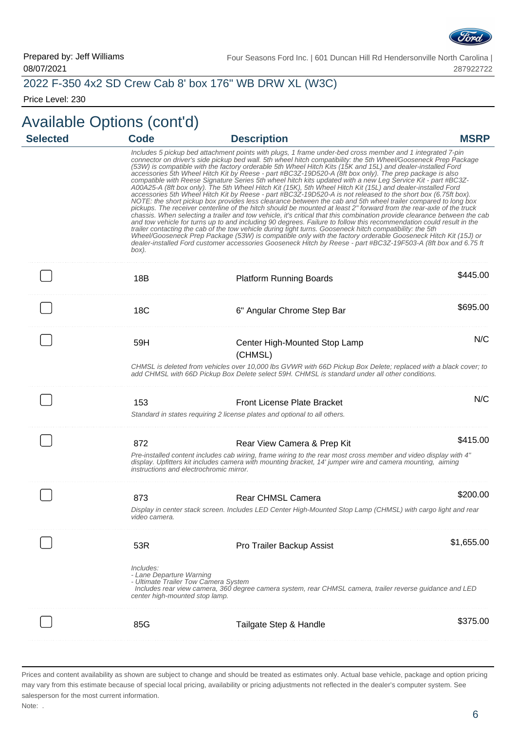Prepared by: Jeff Williams
08/07/2021

Four Seasons Ford Inc. | 601 Duncan Hill Rd Hendersonville North Carolina | 287922722

## 2022 F-350 4x2 SD Crew Cab 8' box 176" WB DRW XL (W3C)

Price Level: 230

# Available Options (cont'd)

| Selected | Code | Description | MSRP |
|---|---|---|---|
| | *Includes 5 pickup bed attachment points with plugs, 1 frame under-bed cross member and 1 integrated 7-pin connector on driver's side pickup bed wall. 5th wheel hitch compatibility: the 5th Wheel/Gooseneck Prep Package (53W) is compatible with the factory orderable 5th Wheel Hitch Kits (15K and 15L) and dealer-installed Ford accessories 5th Wheel Hitch Kit by Reese - part #BC3Z-19D520-A (8ft box only). The prep package is also compatible with Reese Signature Series 5th wheel hitch kits updated with a new Leg Service Kit - part #BC3Z-A00A25-A (8ft box only). The 5th Wheel Hitch Kit (15K), 5th Wheel Hitch Kit (15L) and dealer-installed Ford accessories 5th Wheel Hitch Kit by Reese - part #BC3Z-19D520-A is not released to the short box (6.75ft box). NOTE: the short pickup box provides less clearance between the cab and 5th wheel trailer compared to long box pickups. The receiver centerline of the hitch should be mounted at least 2" forward from the rear-axle of the truck chassis. When selecting a trailer and tow vehicle, it's critical that this combination provide clearance between the cab and tow vehicle for turns up to and including 90 degrees. Failure to follow this recommendation could result in the trailer contacting the cab of the tow vehicle during tight turns. Gooseneck hitch compatibility: the 5th Wheel/Gooseneck Prep Package (53W) is compatible only with the factory orderable Gooseneck Hitch Kit (15J) or dealer-installed Ford customer accessories Gooseneck Hitch by Reese - part #BC3Z-19F503-A (8ft box and 6.75 ft box).* | | |
| ☐ | 18B | Platform Running Boards | $445.00 |
| ☐ | 18C | 6" Angular Chrome Step Bar | $695.00 |
| ☐ | 59H | Center High-Mounted Stop Lamp (CHMSL) | N/C |
| | *CHMSL is deleted from vehicles over 10,000 lbs GVWR with 66D Pickup Box Delete; replaced with a black cover; to add CHMSL with 66D Pickup Box Delete select 59H. CHMSL is standard under all other conditions.* | | |
| ☐ | 153 | Front License Plate Bracket | N/C |
| | *Standard in states requiring 2 license plates and optional to all others.* | | |
| ☐ | 872 | Rear View Camera & Prep Kit | $415.00 |
| | *Pre-installed content includes cab wiring, frame wiring to the rear most cross member and video display with 4" display. Upfitters kit includes camera with mounting bracket, 14' jumper wire and camera mounting, aiming instructions and electrochromic mirror.* | | |
| ☐ | 873 | Rear CHMSL Camera | $200.00 |
| | *Display in center stack screen. Includes LED Center High-Mounted Stop Lamp (CHMSL) with cargo light and rear video camera.* | | |
| ☐ | 53R | Pro Trailer Backup Assist | $1,655.00 |
| | *Includes:<br>- Lane Departure Warning<br>- Ultimate Trailer Tow Camera System<br>Includes rear view camera, 360 degree camera system, rear CHMSL camera, trailer reverse guidance and LED center high-mounted stop lamp.* | | |
| ☐ | 85G | Tailgate Step & Handle | $375.00 |

Prices and content availability as shown are subject to change and should be treated as estimates only. Actual base vehicle, package and option pricing may vary from this estimate because of special local pricing, availability or pricing adjustments not reflected in the dealer's computer system. See salesperson for the most current information.

Note: .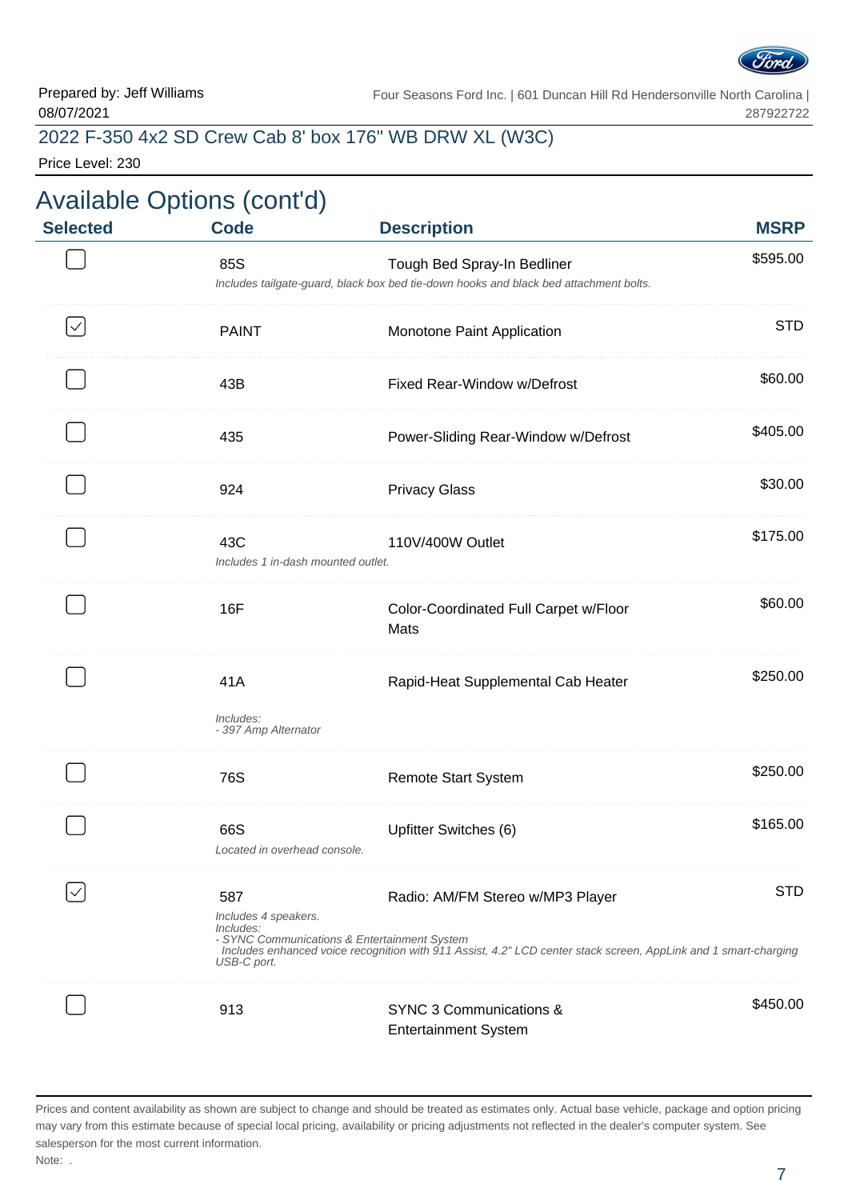Prepared by: Jeff Williams
08/07/2021

Four Seasons Ford Inc. | 601 Duncan Hill Rd Hendersonville North Carolina | 287922722

2022 F-350 4x2 SD Crew Cab 8' box 176" WB DRW XL (W3C)

Price Level: 230

# Available Options (cont'd)

| Selected | Code | Description | MSRP |
|---|---|---|---|
| ☐ | 85S | Tough Bed Spray-In Bedliner<br>*Includes tailgate-guard, black box bed tie-down hooks and black bed attachment bolts.* | $595.00 |
| ☑ | PAINT | Monotone Paint Application | STD |
| ☐ | 43B | Fixed Rear-Window w/Defrost | $60.00 |
| ☐ | 435 | Power-Sliding Rear-Window w/Defrost | $405.00 |
| ☐ | 924 | Privacy Glass | $30.00 |
| ☐ | 43C | 110V/400W Outlet<br>*Includes 1 in-dash mounted outlet.* | $175.00 |
| ☐ | 16F | Color-Coordinated Full Carpet w/Floor Mats | $60.00 |
| ☐ | 41A | Rapid-Heat Supplemental Cab Heater<br>*Includes:*<br>*- 397 Amp Alternator* | $250.00 |
| ☐ | 76S | Remote Start System | $250.00 |
| ☐ | 66S | Upfitter Switches (6)<br>*Located in overhead console.* | $165.00 |
| ☑ | 587 | Radio: AM/FM Stereo w/MP3 Player<br>*Includes 4 speakers.*<br>*Includes:*<br>*- SYNC Communications & Entertainment System*<br>*Includes enhanced voice recognition with 911 Assist, 4.2" LCD center stack screen, AppLink and 1 smart-charging USB-C port.* | STD |
| ☐ | 913 | SYNC 3 Communications & Entertainment System | $450.00 |

Prices and content availability as shown are subject to change and should be treated as estimates only. Actual base vehicle, package and option pricing may vary from this estimate because of special local pricing, availability or pricing adjustments not reflected in the dealer's computer system. See salesperson for the most current information.

Note: .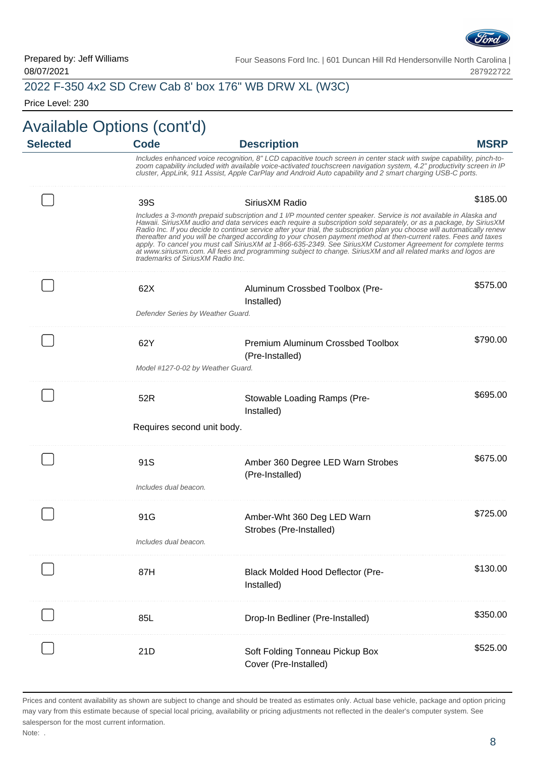Prepared by: Jeff Williams
08/07/2021

Four Seasons Ford Inc. | 601 Duncan Hill Rd Hendersonville North Carolina | 287922722

## 2022 F-350 4x2 SD Crew Cab 8' box 176" WB DRW XL (W3C)

Price Level: 230

# Available Options (cont'd)

| Selected | Code | Description | MSRP |
|---|---|---|---|
| | | *Includes enhanced voice recognition, 8" LCD capacitive touch screen in center stack with swipe capability, pinch-to-zoom capability included with available voice-activated touchscreen navigation system, 4.2" productivity screen in IP cluster, AppLink, 911 Assist, Apple CarPlay and Android Auto capability and 2 smart charging USB-C ports.* | |
| ☐ | 39S | SiriusXM Radio | $185.00 |
| | | *Includes a 3-month prepaid subscription and 1 I/P mounted center speaker. Service is not available in Alaska and Hawaii. SiriusXM audio and data services each require a subscription sold separately, or as a package, by SiriusXM Radio Inc. If you decide to continue service after your trial, the subscription plan you choose will automatically renew thereafter and you will be charged according to your chosen payment method at then-current rates. Fees and taxes apply. To cancel you must call SiriusXM at 1-866-635-2349. See SiriusXM Customer Agreement for complete terms at www.siriusxm.com. All fees and programming subject to change. SiriusXM and all related marks and logos are trademarks of SiriusXM Radio Inc.* | |
| ☐ | 62X | Aluminum Crossbed Toolbox (Pre-Installed) | $575.00 |
| | | *Defender Series by Weather Guard.* | |
| ☐ | 62Y | Premium Aluminum Crossbed Toolbox (Pre-Installed) | $790.00 |
| | | *Model #127-0-02 by Weather Guard.* | |
| ☐ | 52R | Stowable Loading Ramps (Pre-Installed) | $695.00 |
| | | Requires second unit body. | |
| ☐ | 91S | Amber 360 Degree LED Warn Strobes (Pre-Installed) | $675.00 |
| | | *Includes dual beacon.* | |
| ☐ | 91G | Amber-Wht 360 Deg LED Warn Strobes (Pre-Installed) | $725.00 |
| | | *Includes dual beacon.* | |
| ☐ | 87H | Black Molded Hood Deflector (Pre-Installed) | $130.00 |
| ☐ | 85L | Drop-In Bedliner (Pre-Installed) | $350.00 |
| ☐ | 21D | Soft Folding Tonneau Pickup Box Cover (Pre-Installed) | $525.00 |

Prices and content availability as shown are subject to change and should be treated as estimates only. Actual base vehicle, package and option pricing may vary from this estimate because of special local pricing, availability or pricing adjustments not reflected in the dealer's computer system. See salesperson for the most current information.

Note: .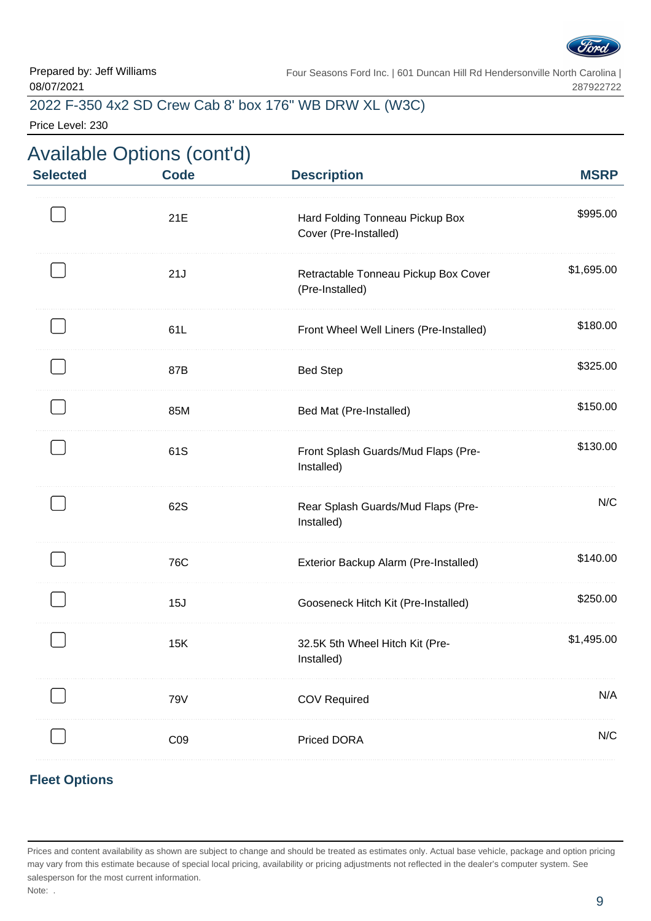## Available Options (cont'd)

| Selected | Code | Description | MSRP |
|---|---|---|---|
| ☐ | 21E | Hard Folding Tonneau Pickup Box Cover (Pre-Installed) | $995.00 |
| ☐ | 21J | Retractable Tonneau Pickup Box Cover (Pre-Installed) | $1,695.00 |
| ☐ | 61L | Front Wheel Well Liners (Pre-Installed) | $180.00 |
| ☐ | 87B | Bed Step | $325.00 |
| ☐ | 85M | Bed Mat (Pre-Installed) | $150.00 |
| ☐ | 61S | Front Splash Guards/Mud Flaps (Pre-Installed) | $130.00 |
| ☐ | 62S | Rear Splash Guards/Mud Flaps (Pre-Installed) | N/C |
| ☐ | 76C | Exterior Backup Alarm (Pre-Installed) | $140.00 |
| ☐ | 15J | Gooseneck Hitch Kit (Pre-Installed) | $250.00 |
| ☐ | 15K | 32.5K 5th Wheel Hitch Kit (Pre-Installed) | $1,495.00 |
| ☐ | 79V | COV Required | N/A |
| ☐ | C09 | Priced DORA | N/C |

### Fleet Options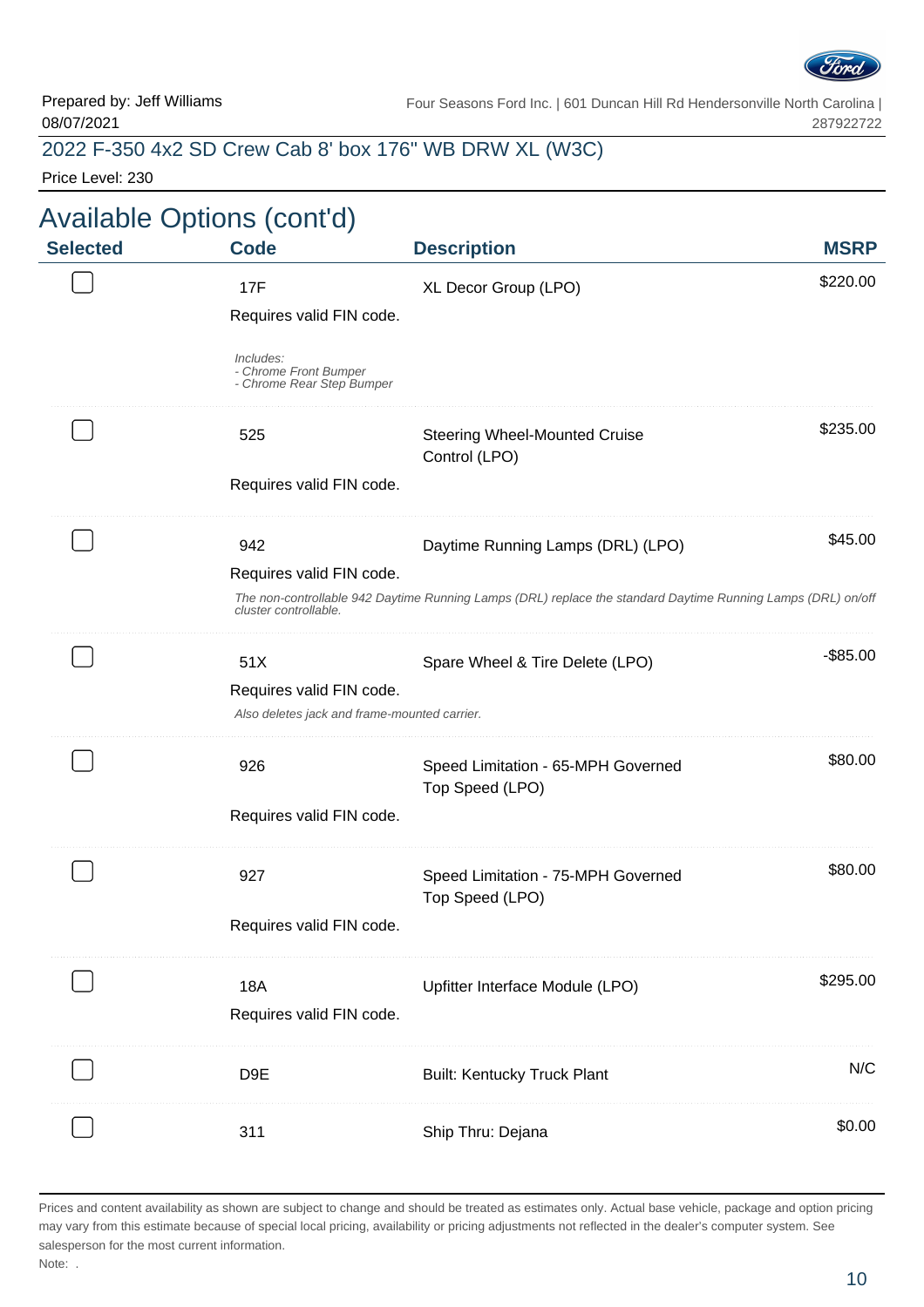Prepared by: Jeff Williams
08/07/2021

Four Seasons Ford Inc. | 601 Duncan Hill Rd Hendersonville North Carolina | 287922722

2022 F-350 4x2 SD Crew Cab 8' box 176" WB DRW XL (W3C)

Price Level: 230

## Available Options (cont'd)

| Selected | Code | Description | MSRP |
|---|---|---|---|
| ☐ | 17F<br>Requires valid FIN code.<br>*Includes:*<br>*- Chrome Front Bumper*<br>*- Chrome Rear Step Bumper* | XL Decor Group (LPO) | $220.00 |
| ☐ | 525<br>Requires valid FIN code. | Steering Wheel-Mounted Cruise Control (LPO) | $235.00 |
| ☐ | 942<br>Requires valid FIN code.<br>*The non-controllable 942 Daytime Running Lamps (DRL) replace the standard Daytime Running Lamps (DRL) on/off cluster controllable.* | Daytime Running Lamps (DRL) (LPO) | $45.00 |
| ☐ | 51X<br>Requires valid FIN code.<br>*Also deletes jack and frame-mounted carrier.* | Spare Wheel & Tire Delete (LPO) | -$85.00 |
| ☐ | 926<br>Requires valid FIN code. | Speed Limitation - 65-MPH Governed Top Speed (LPO) | $80.00 |
| ☐ | 927<br>Requires valid FIN code. | Speed Limitation - 75-MPH Governed Top Speed (LPO) | $80.00 |
| ☐ | 18A<br>Requires valid FIN code. | Upfitter Interface Module (LPO) | $295.00 |
| ☐ | D9E | Built: Kentucky Truck Plant | N/C |
| ☐ | 311 | Ship Thru: Dejana | $0.00 |

Prices and content availability as shown are subject to change and should be treated as estimates only. Actual base vehicle, package and option pricing may vary from this estimate because of special local pricing, availability or pricing adjustments not reflected in the dealer's computer system. See salesperson for the most current information.

Note: .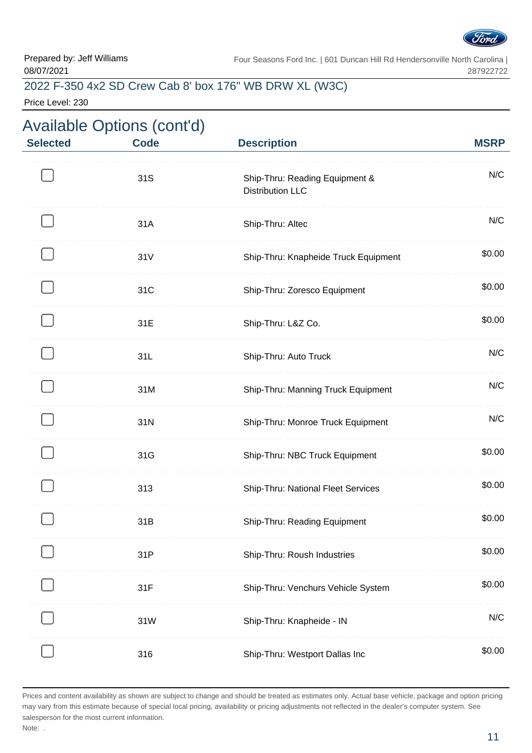Prepared by: Jeff Williams
08/07/2021

Four Seasons Ford Inc. | 601 Duncan Hill Rd Hendersonville North Carolina | 287922722

2022 F-350 4x2 SD Crew Cab 8' box 176" WB DRW XL (W3C)

Price Level: 230

## Available Options (cont'd)

| Selected | Code | Description | MSRP |
|---|---|---|---|
| ☐ | 31S | Ship-Thru: Reading Equipment & Distribution LLC | N/C |
| ☐ | 31A | Ship-Thru: Altec | N/C |
| ☐ | 31V | Ship-Thru: Knapheide Truck Equipment | $0.00 |
| ☐ | 31C | Ship-Thru: Zoresco Equipment | $0.00 |
| ☐ | 31E | Ship-Thru: L&Z Co. | $0.00 |
| ☐ | 31L | Ship-Thru: Auto Truck | N/C |
| ☐ | 31M | Ship-Thru: Manning Truck Equipment | N/C |
| ☐ | 31N | Ship-Thru: Monroe Truck Equipment | N/C |
| ☐ | 31G | Ship-Thru: NBC Truck Equipment | $0.00 |
| ☐ | 313 | Ship-Thru: National Fleet Services | $0.00 |
| ☐ | 31B | Ship-Thru: Reading Equipment | $0.00 |
| ☐ | 31P | Ship-Thru: Roush Industries | $0.00 |
| ☐ | 31F | Ship-Thru: Venchurs Vehicle System | $0.00 |
| ☐ | 31W | Ship-Thru: Knapheide - IN | N/C |
| ☐ | 316 | Ship-Thru: Westport Dallas Inc | $0.00 |

Prices and content availability as shown are subject to change and should be treated as estimates only. Actual base vehicle, package and option pricing may vary from this estimate because of special local pricing, availability or pricing adjustments not reflected in the dealer's computer system. See salesperson for the most current information.

Note: .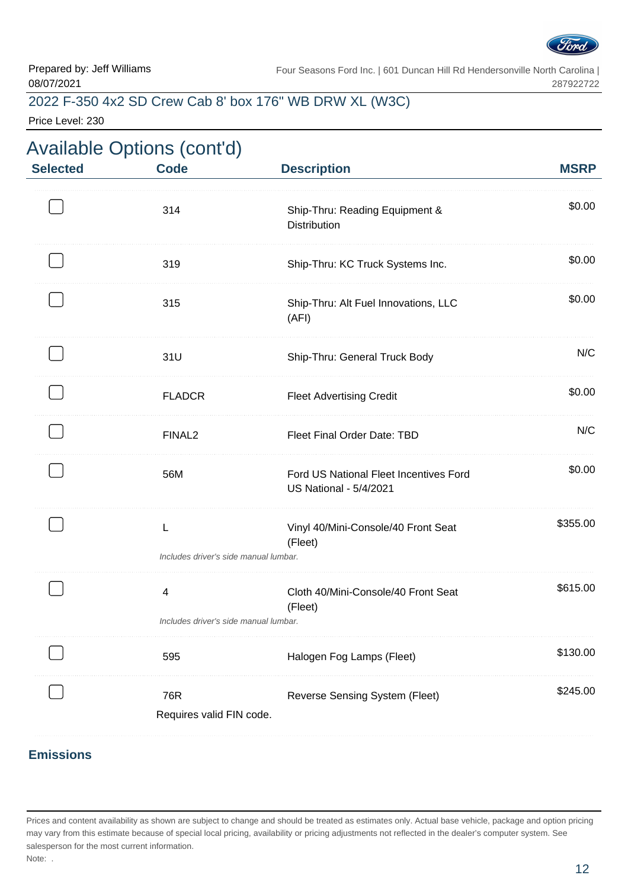Prepared by: Jeff Williams
08/07/2021

Four Seasons Ford Inc. | 601 Duncan Hill Rd Hendersonville North Carolina | 287922722

2022 F-350 4x2 SD Crew Cab 8' box 176" WB DRW XL (W3C)

Price Level: 230

## Available Options (cont'd)

| Selected | Code | Description | MSRP |
|---|---|---|---|
| ☐ | 314 | Ship-Thru: Reading Equipment & Distribution | $0.00 |
| ☐ | 319 | Ship-Thru: KC Truck Systems Inc. | $0.00 |
| ☐ | 315 | Ship-Thru: Alt Fuel Innovations, LLC (AFI) | $0.00 |
| ☐ | 31U | Ship-Thru: General Truck Body | N/C |
| ☐ | FLADCR | Fleet Advertising Credit | $0.00 |
| ☐ | FINAL2 | Fleet Final Order Date: TBD | N/C |
| ☐ | 56M | Ford US National Fleet Incentives Ford US National - 5/4/2021 | $0.00 |
| ☐ | L<br>*Includes driver's side manual lumbar.* | Vinyl 40/Mini-Console/40 Front Seat (Fleet) | $355.00 |
| ☐ | 4<br>*Includes driver's side manual lumbar.* | Cloth 40/Mini-Console/40 Front Seat (Fleet) | $615.00 |
| ☐ | 595 | Halogen Fog Lamps (Fleet) | $130.00 |
| ☐ | 76R<br>Requires valid FIN code. | Reverse Sensing System (Fleet) | $245.00 |

### Emissions

Prices and content availability as shown are subject to change and should be treated as estimates only. Actual base vehicle, package and option pricing may vary from this estimate because of special local pricing, availability or pricing adjustments not reflected in the dealer's computer system. See salesperson for the most current information.

Note: .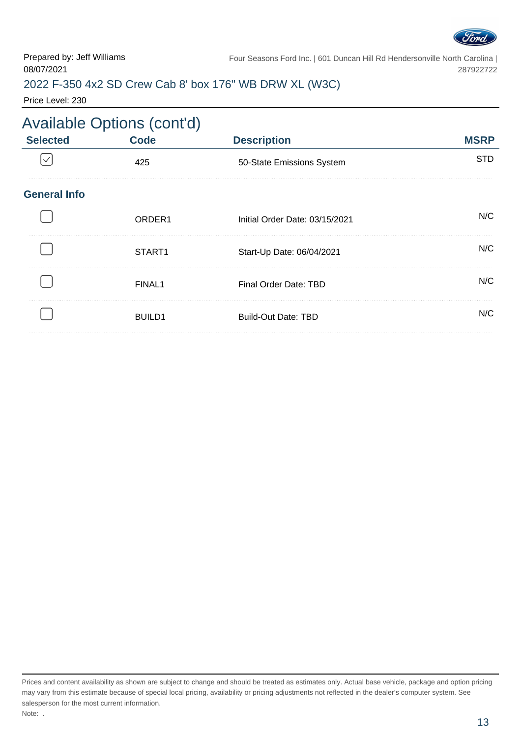Prepared by: Jeff Williams
08/07/2021

Four Seasons Ford Inc. | 601 Duncan Hill Rd Hendersonville North Carolina | 287922722

2022 F-350 4x2 SD Crew Cab 8' box 176" WB DRW XL (W3C)

Price Level: 230

## Available Options (cont'd)

| Selected | Code | Description | MSRP |
|---|---|---|---|
| ☑ | 425 | 50-State Emissions System | STD |

### General Info

| Selected | Code | Description | MSRP |
|---|---|---|---|
| ☐ | ORDER1 | Initial Order Date: 03/15/2021 | N/C |
| ☐ | START1 | Start-Up Date: 06/04/2021 | N/C |
| ☐ | FINAL1 | Final Order Date: TBD | N/C |
| ☐ | BUILD1 | Build-Out Date: TBD | N/C |

Prices and content availability as shown are subject to change and should be treated as estimates only. Actual base vehicle, package and option pricing may vary from this estimate because of special local pricing, availability or pricing adjustments not reflected in the dealer's computer system. See salesperson for the most current information.

Note: .